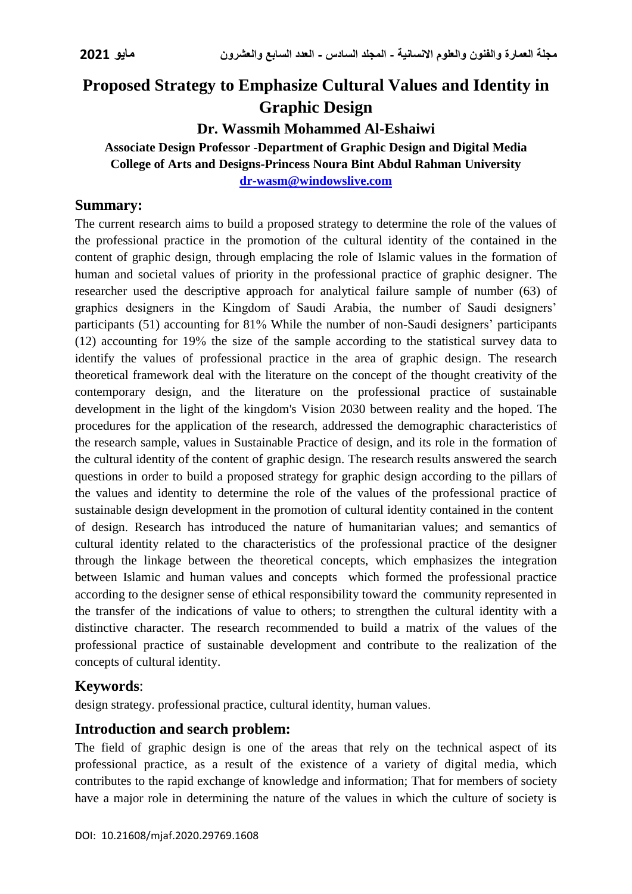# Proposed Strategy to Emphasize Cultural Values and Identity in Graphic Design

**Dr. Wassmih Mohammed Al-Eshaiwi**

**Associate Design Professor -Department of Graphic Design and Digital Media**
**College of Arts and Designs-Princess Noura Bint Abdul Rahman University**
**dr-wasm@windowslive.com**

## Summary:

The current research aims to build a proposed strategy to determine the role of the values of the professional practice in the promotion of the cultural identity of the contained in the content of graphic design, through emplacing the role of Islamic values in the formation of human and societal values of priority in the professional practice of graphic designer. The researcher used the descriptive approach for analytical failure sample of number (63) of graphics designers in the Kingdom of Saudi Arabia, the number of Saudi designers' participants (51) accounting for 81% While the number of non-Saudi designers' participants (12) accounting for 19% the size of the sample according to the statistical survey data to identify the values of professional practice in the area of graphic design. The research theoretical framework deal with the literature on the concept of the thought creativity of the contemporary design, and the literature on the professional practice of sustainable development in the light of the kingdom's Vision 2030 between reality and the hoped. The procedures for the application of the research, addressed the demographic characteristics of the research sample, values in Sustainable Practice of design, and its role in the formation of the cultural identity of the content of graphic design. The research results answered the search questions in order to build a proposed strategy for graphic design according to the pillars of the values and identity to determine the role of the values of the professional practice of sustainable design development in the promotion of cultural identity contained in the content of design. Research has introduced the nature of humanitarian values; and semantics of cultural identity related to the characteristics of the professional practice of the designer through the linkage between the theoretical concepts, which emphasizes the integration between Islamic and human values and concepts which formed the professional practice according to the designer sense of ethical responsibility toward the community represented in the transfer of the indications of value to others; to strengthen the cultural identity with a distinctive character. The research recommended to build a matrix of the values of the professional practice of sustainable development and contribute to the realization of the concepts of cultural identity.

## Keywords:

design strategy. professional practice, cultural identity, human values.

## Introduction and search problem:

The field of graphic design is one of the areas that rely on the technical aspect of its professional practice, as a result of the existence of a variety of digital media, which contributes to the rapid exchange of knowledge and information; That for members of society have a major role in determining the nature of the values in which the culture of society is

DOI: 10.21608/mjaf.2020.29769.1608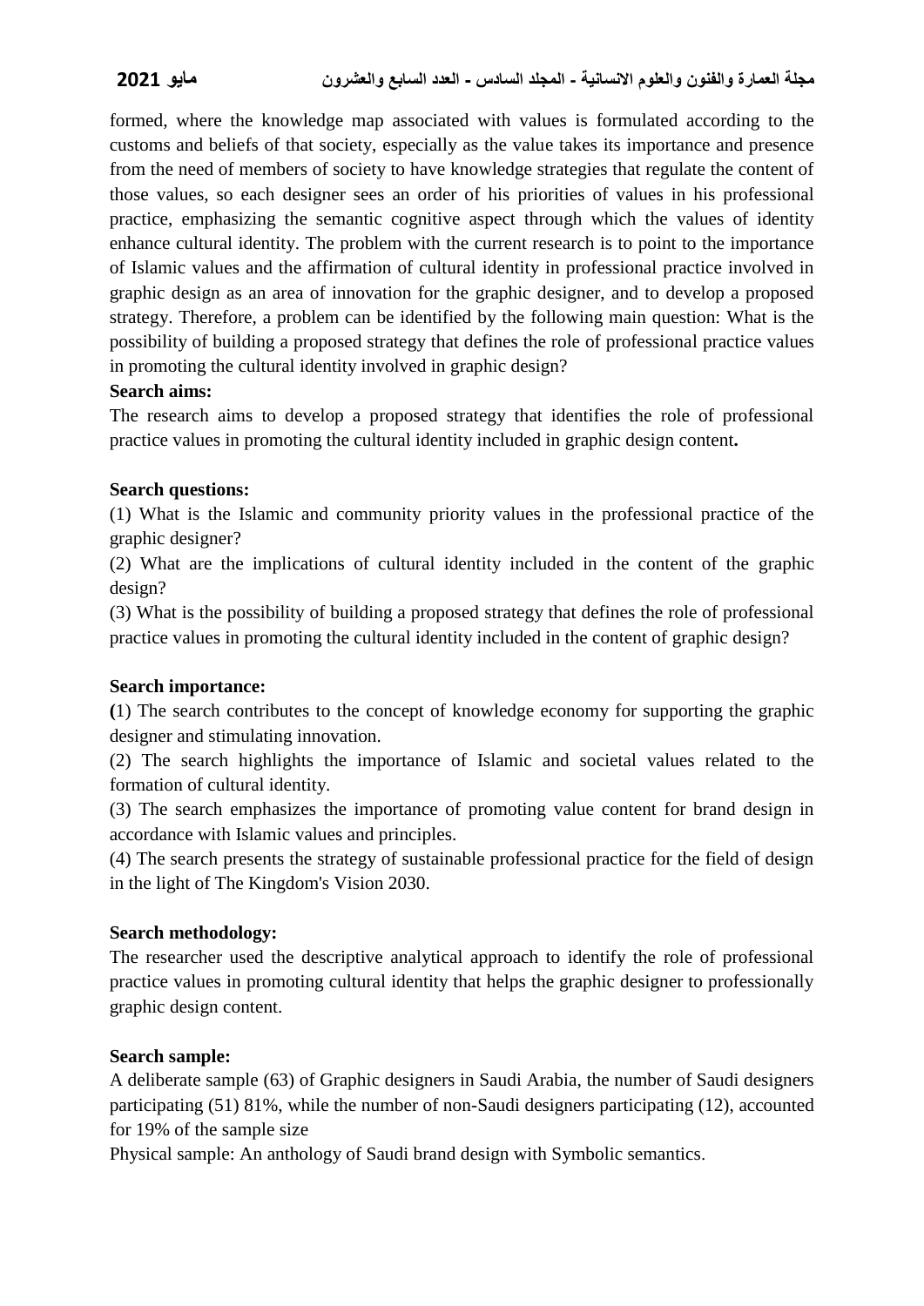formed, where the knowledge map associated with values is formulated according to the customs and beliefs of that society, especially as the value takes its importance and presence from the need of members of society to have knowledge strategies that regulate the content of those values, so each designer sees an order of his priorities of values in his professional practice, emphasizing the semantic cognitive aspect through which the values of identity enhance cultural identity. The problem with the current research is to point to the importance of Islamic values and the affirmation of cultural identity in professional practice involved in graphic design as an area of innovation for the graphic designer, and to develop a proposed strategy. Therefore, a problem can be identified by the following main question: What is the possibility of building a proposed strategy that defines the role of professional practice values in promoting the cultural identity involved in graphic design?

**Search aims:**

The research aims to develop a proposed strategy that identifies the role of professional practice values in promoting the cultural identity included in graphic design content**.**

**Search questions:**

(1) What is the Islamic and community priority values in the professional practice of the graphic designer?

(2) What are the implications of cultural identity included in the content of the graphic design?

(3) What is the possibility of building a proposed strategy that defines the role of professional practice values in promoting the cultural identity included in the content of graphic design?

**Search importance:**

**(**1) The search contributes to the concept of knowledge economy for supporting the graphic designer and stimulating innovation.

(2) The search highlights the importance of Islamic and societal values related to the formation of cultural identity.

(3) The search emphasizes the importance of promoting value content for brand design in accordance with Islamic values and principles.

(4) The search presents the strategy of sustainable professional practice for the field of design in the light of The Kingdom's Vision 2030.

**Search methodology:**

The researcher used the descriptive analytical approach to identify the role of professional practice values in promoting cultural identity that helps the graphic designer to professionally graphic design content.

**Search sample:**

A deliberate sample (63) of Graphic designers in Saudi Arabia, the number of Saudi designers participating (51) 81%, while the number of non-Saudi designers participating (12), accounted for 19% of the sample size

Physical sample: An anthology of Saudi brand design with Symbolic semantics.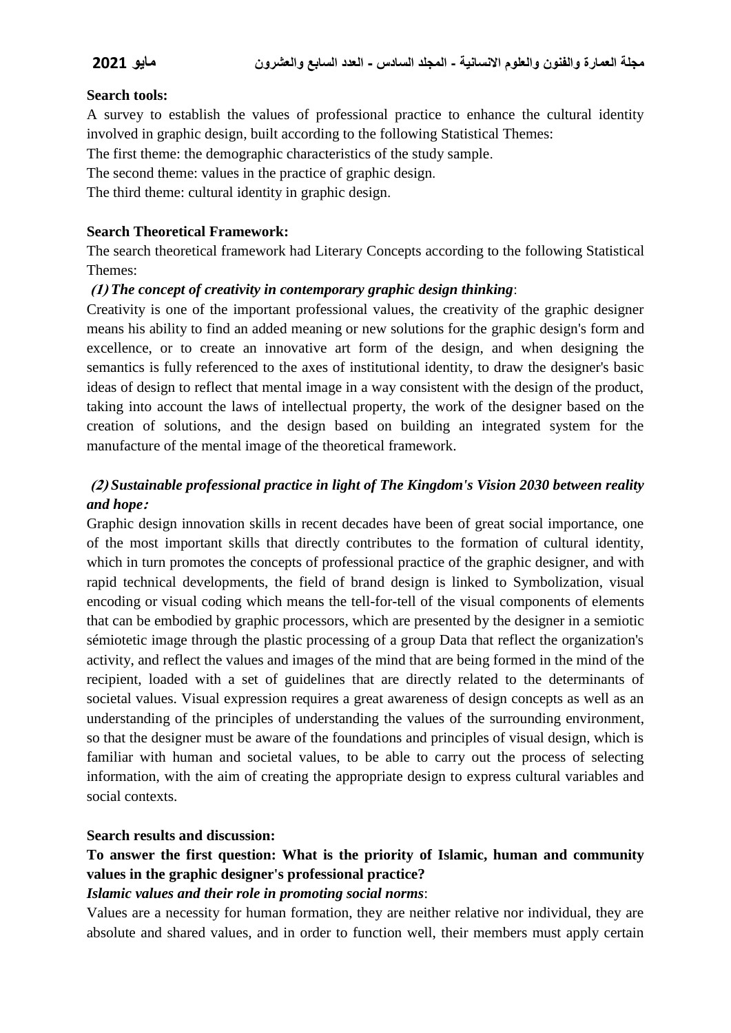**Search tools:**

A survey to establish the values of professional practice to enhance the cultural identity involved in graphic design, built according to the following Statistical Themes:

The first theme: the demographic characteristics of the study sample.

The second theme: values in the practice of graphic design.

The third theme: cultural identity in graphic design.

**Search Theoretical Framework:**

The search theoretical framework had Literary Concepts according to the following Statistical Themes:

***(1) The concept of creativity in contemporary graphic design thinking***:

Creativity is one of the important professional values, the creativity of the graphic designer means his ability to find an added meaning or new solutions for the graphic design's form and excellence, or to create an innovative art form of the design, and when designing the semantics is fully referenced to the axes of institutional identity, to draw the designer's basic ideas of design to reflect that mental image in a way consistent with the design of the product, taking into account the laws of intellectual property, the work of the designer based on the creation of solutions, and the design based on building an integrated system for the manufacture of the mental image of the theoretical framework.

***(2) Sustainable professional practice in light of The Kingdom's Vision 2030 between reality and hope:***

Graphic design innovation skills in recent decades have been of great social importance, one of the most important skills that directly contributes to the formation of cultural identity, which in turn promotes the concepts of professional practice of the graphic designer, and with rapid technical developments, the field of brand design is linked to Symbolization, visual encoding or visual coding which means the tell-for-tell of the visual components of elements that can be embodied by graphic processors, which are presented by the designer in a semiotic sémiotetic image through the plastic processing of a group Data that reflect the organization's activity, and reflect the values and images of the mind that are being formed in the mind of the recipient, loaded with a set of guidelines that are directly related to the determinants of societal values. Visual expression requires a great awareness of design concepts as well as an understanding of the principles of understanding the values of the surrounding environment, so that the designer must be aware of the foundations and principles of visual design, which is familiar with human and societal values, to be able to carry out the process of selecting information, with the aim of creating the appropriate design to express cultural variables and social contexts.

**Search results and discussion:**

**To answer the first question: What is the priority of Islamic, human and community values in the graphic designer's professional practice?**

***Islamic values and their role in promoting social norms***:

Values are a necessity for human formation, they are neither relative nor individual, they are absolute and shared values, and in order to function well, their members must apply certain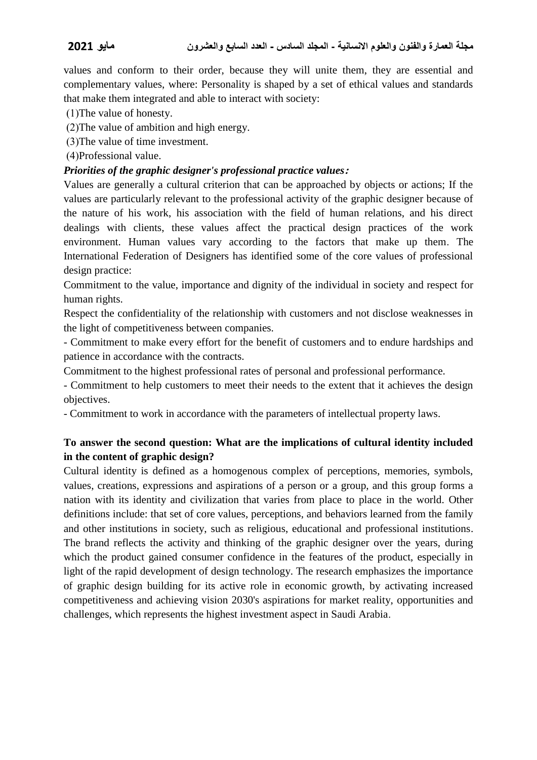values and conform to their order, because they will unite them, they are essential and complementary values, where: Personality is shaped by a set of ethical values and standards that make them integrated and able to interact with society:

(1)The value of honesty.

(2)The value of ambition and high energy.

(3)The value of time investment.

(4)Professional value.

***Priorities of the graphic designer's professional practice values:***

Values are generally a cultural criterion that can be approached by objects or actions; If the values are particularly relevant to the professional activity of the graphic designer because of the nature of his work, his association with the field of human relations, and his direct dealings with clients, these values affect the practical design practices of the work environment. Human values vary according to the factors that make up them. The International Federation of Designers has identified some of the core values of professional design practice:

Commitment to the value, importance and dignity of the individual in society and respect for human rights.

Respect the confidentiality of the relationship with customers and not disclose weaknesses in the light of competitiveness between companies.

- Commitment to make every effort for the benefit of customers and to endure hardships and patience in accordance with the contracts.

Commitment to the highest professional rates of personal and professional performance.

- Commitment to help customers to meet their needs to the extent that it achieves the design objectives.

- Commitment to work in accordance with the parameters of intellectual property laws.

**To answer the second question: What are the implications of cultural identity included in the content of graphic design?**

Cultural identity is defined as a homogenous complex of perceptions, memories, symbols, values, creations, expressions and aspirations of a person or a group, and this group forms a nation with its identity and civilization that varies from place to place in the world. Other definitions include: that set of core values, perceptions, and behaviors learned from the family and other institutions in society, such as religious, educational and professional institutions. The brand reflects the activity and thinking of the graphic designer over the years, during which the product gained consumer confidence in the features of the product, especially in light of the rapid development of design technology. The research emphasizes the importance of graphic design building for its active role in economic growth, by activating increased competitiveness and achieving vision 2030's aspirations for market reality, opportunities and challenges, which represents the highest investment aspect in Saudi Arabia.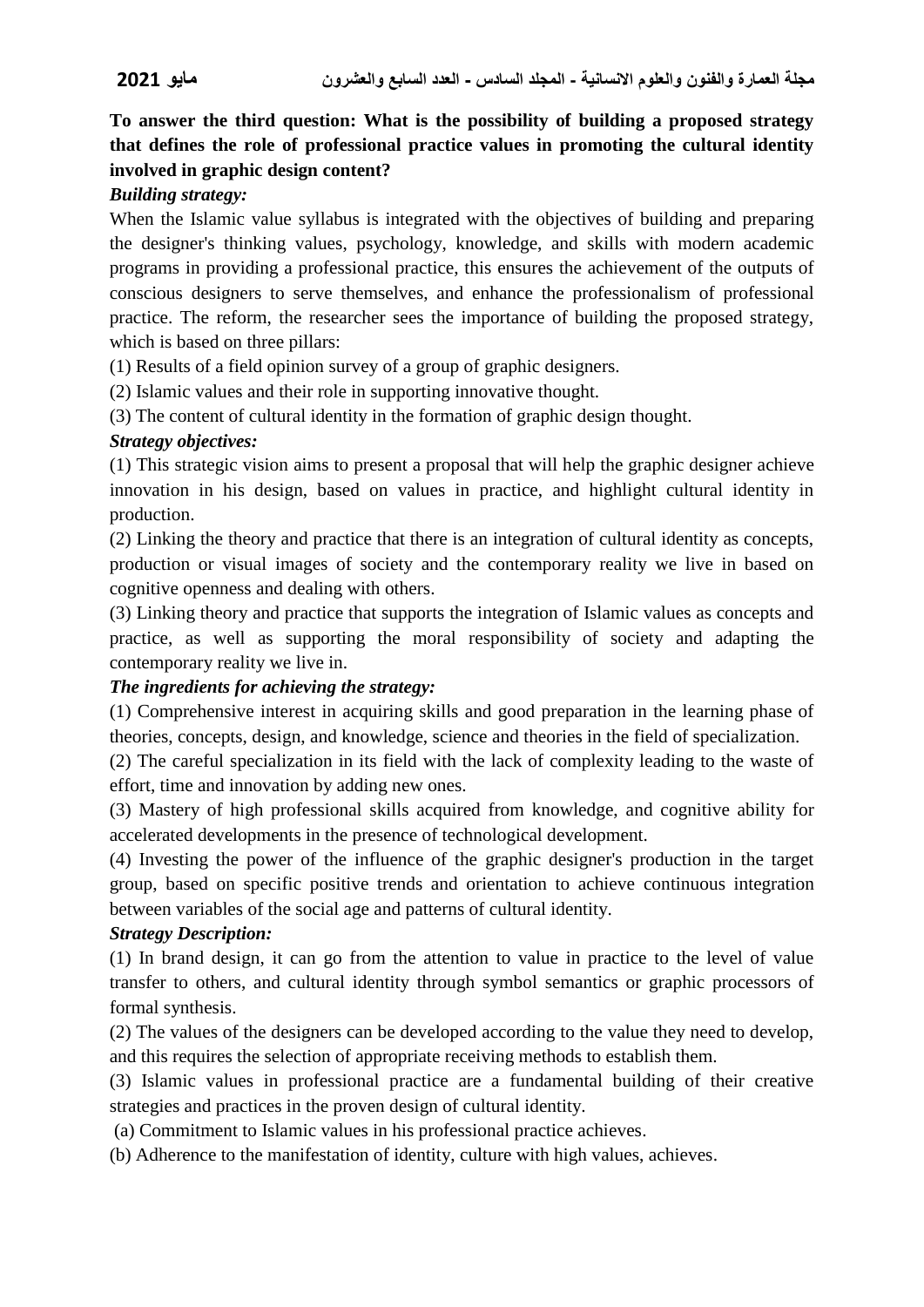**To answer the third question: What is the possibility of building a proposed strategy that defines the role of professional practice values in promoting the cultural identity involved in graphic design content?**

***Building strategy:***

When the Islamic value syllabus is integrated with the objectives of building and preparing the designer's thinking values, psychology, knowledge, and skills with modern academic programs in providing a professional practice, this ensures the achievement of the outputs of conscious designers to serve themselves, and enhance the professionalism of professional practice. The reform, the researcher sees the importance of building the proposed strategy, which is based on three pillars:

(1) Results of a field opinion survey of a group of graphic designers.

(2) Islamic values and their role in supporting innovative thought.

(3) The content of cultural identity in the formation of graphic design thought.

***Strategy objectives:***

(1) This strategic vision aims to present a proposal that will help the graphic designer achieve innovation in his design, based on values in practice, and highlight cultural identity in production.

(2) Linking the theory and practice that there is an integration of cultural identity as concepts, production or visual images of society and the contemporary reality we live in based on cognitive openness and dealing with others.

(3) Linking theory and practice that supports the integration of Islamic values as concepts and practice, as well as supporting the moral responsibility of society and adapting the contemporary reality we live in.

***The ingredients for achieving the strategy:***

(1) Comprehensive interest in acquiring skills and good preparation in the learning phase of theories, concepts, design, and knowledge, science and theories in the field of specialization.

(2) The careful specialization in its field with the lack of complexity leading to the waste of effort, time and innovation by adding new ones.

(3) Mastery of high professional skills acquired from knowledge, and cognitive ability for accelerated developments in the presence of technological development.

(4) Investing the power of the influence of the graphic designer's production in the target group, based on specific positive trends and orientation to achieve continuous integration between variables of the social age and patterns of cultural identity.

***Strategy Description:***

(1) In brand design, it can go from the attention to value in practice to the level of value transfer to others, and cultural identity through symbol semantics or graphic processors of formal synthesis.

(2) The values of the designers can be developed according to the value they need to develop, and this requires the selection of appropriate receiving methods to establish them.

(3) Islamic values in professional practice are a fundamental building of their creative strategies and practices in the proven design of cultural identity.

(a) Commitment to Islamic values in his professional practice achieves.

(b) Adherence to the manifestation of identity, culture with high values, achieves.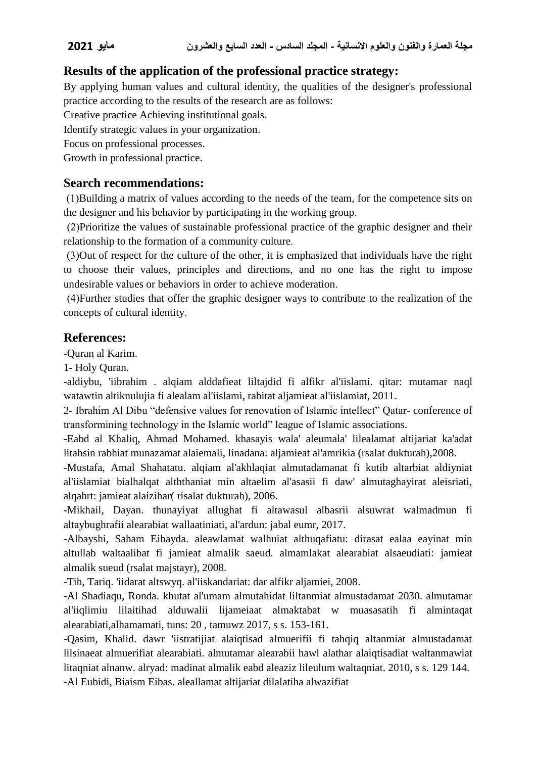## Results of the application of the professional practice strategy:

By applying human values and cultural identity, the qualities of the designer's professional practice according to the results of the research are as follows:

Creative practice Achieving institutional goals.

Identify strategic values in your organization.

Focus on professional processes.

Growth in professional practice.

## Search recommendations:

(1)Building a matrix of values according to the needs of the team, for the competence sits on the designer and his behavior by participating in the working group.

(2)Prioritize the values of sustainable professional practice of the graphic designer and their relationship to the formation of a community culture.

(3)Out of respect for the culture of the other, it is emphasized that individuals have the right to choose their values, principles and directions, and no one has the right to impose undesirable values or behaviors in order to achieve moderation.

(4)Further studies that offer the graphic designer ways to contribute to the realization of the concepts of cultural identity.

## References:

-Quran al Karim.

1- Holy Quran.

-aldiybu, 'iibrahim . alqiam alddafieat liltajdid fi alfikr al'iislami. qitar: mutamar naql watawtin altiknulujia fi alealam al'iislami, rabitat aljamieat al'iislamiat, 2011.

2- Ibrahim Al Dibu “defensive values for renovation of Islamic intellect” Qatar- conference of transformining technology in the Islamic world” league of Islamic associations.

-Eabd al Khaliq, Ahmad Mohamed. khasayis wala' aleumala' lilealamat altijariat ka'adat litahsin rabhiat munazamat alaiemali, linadana: aljamieat al'amrikia (rsalat dukturah),2008.

-Mustafa, Amal Shahatatu. alqiam al'akhlaqiat almutadamanat fi kutib altarbiat aldiyniat al'iislamiat bialhalqat alththaniat min altaelim al'asasii fi daw' almutaghayirat aleisriati, alqahrt: jamieat alaizihar( risalat dukturah), 2006.

-Mikhail, Dayan. thunayiyat allughat fi altawasul albasrii alsuwrat walmadmun fi altaybughrafii alearabiat wallaatiniati, al'ardun: jabal eumr, 2017.

-Albayshi, Saham Eibayda. aleawlamat walhuiat althuqafiatu: dirasat ealaa eayinat min altullab waltaalibat fi jamieat almalik saeud. almamlakat alearabiat alsaeudiati: jamieat almalik sueud (rsalat majstayr), 2008.

-Tih, Tariq. 'iidarat altswyq. al'iiskandariat: dar alfikr aljamiei, 2008.

-Al Shadiaqu, Ronda. khutat al'umam almutahidat liltanmiat almustadamat 2030. almutamar al'iiqlimiu lilaitihad alduwalii lijameiaat almaktabat w muasasatih fi almintaqat alearabiati,alhamamati, tuns: 20 , tamuwz 2017, s s. 153-161.

-Qasim, Khalid. dawr 'iistratijiat alaiqtisad almuerifii fi tahqiq altanmiat almustadamat lilsinaeat almuerifiat alearabiati. almutamar alearabii hawl alathar alaiqtisadiat waltanmawiat litaqniat alnanw. alryad: madinat almalik eabd aleaziz lileulum waltaqniat. 2010, s s. 129 144.

-Al Eubidi, Biaism Eibas. aleallamat altijariat dilalatiha alwazifiat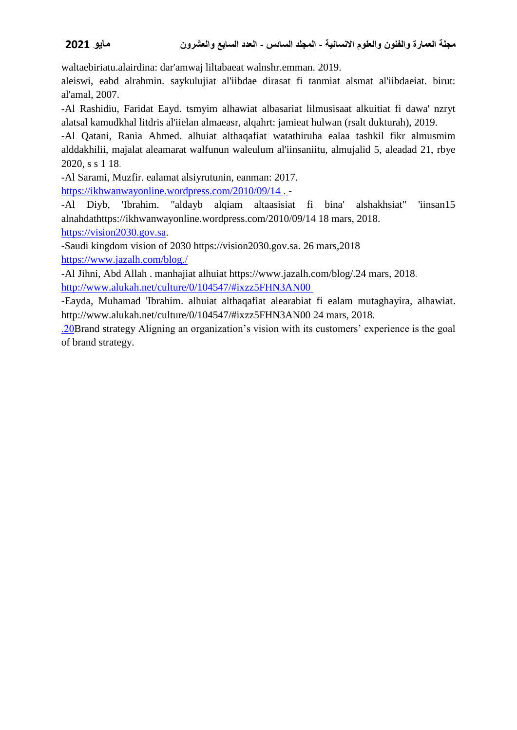waltaebiriatu.alairdina: dar'amwaj liltabaeat walnshr.emman. 2019.

aleiswi, eabd alrahmin. saykulujiat al'iibdae dirasat fi tanmiat alsmat al'iibdaeiat. birut: al'amal, 2007.

-Al Rashidiu, Faridat Eayd. tsmyim alhawiat albasariat lilmusisaat alkuitiat fi dawa' nzryt alatsal kamudkhal litdris al'iielan almaeasr, alqahrt: jamieat hulwan (rsalt dukturah), 2019.

-Al Qatani, Rania Ahmed. alhuiat althaqafiat watathiruha ealaa tashkil fikr almusmim alddakhilii, majalat aleamarat walfunun waleulum al'iinsaniitu, almujalid 5, aleadad 21, rbye 2020, s s 1 18.

-Al Sarami, Muzfir. ealamat alsiyrutunin, eanman: 2017.

https://ikhwanwayonline.wordpress.com/2010/09/14 . -

-Al Diyb, 'Ibrahim. "aldayb alqiam altaasisiat fi bina' alshakhsiat" 'iinsan15 alnahdathttps://ikhwanwayonline.wordpress.com/2010/09/14 18 mars, 2018.

https://vision2030.gov.sa.

-Saudi kingdom vision of 2030 https://vision2030.gov.sa. 26 mars,2018

https://www.jazalh.com/blog./

-Al Jihni, Abd Allah . manhajiat alhuiat https://www.jazalh.com/blog/.24 mars, 2018.

http://www.alukah.net/culture/0/104547/#ixzz5FHN3AN00

-Eayda, Muhamad 'Ibrahim. alhuiat althaqafiat alearabiat fi ealam mutaghayira, alhawiat. http://www.alukah.net/culture/0/104547/#ixzz5FHN3AN00 24 mars, 2018.

.20Brand strategy Aligning an organization's vision with its customers' experience is the goal of brand strategy.